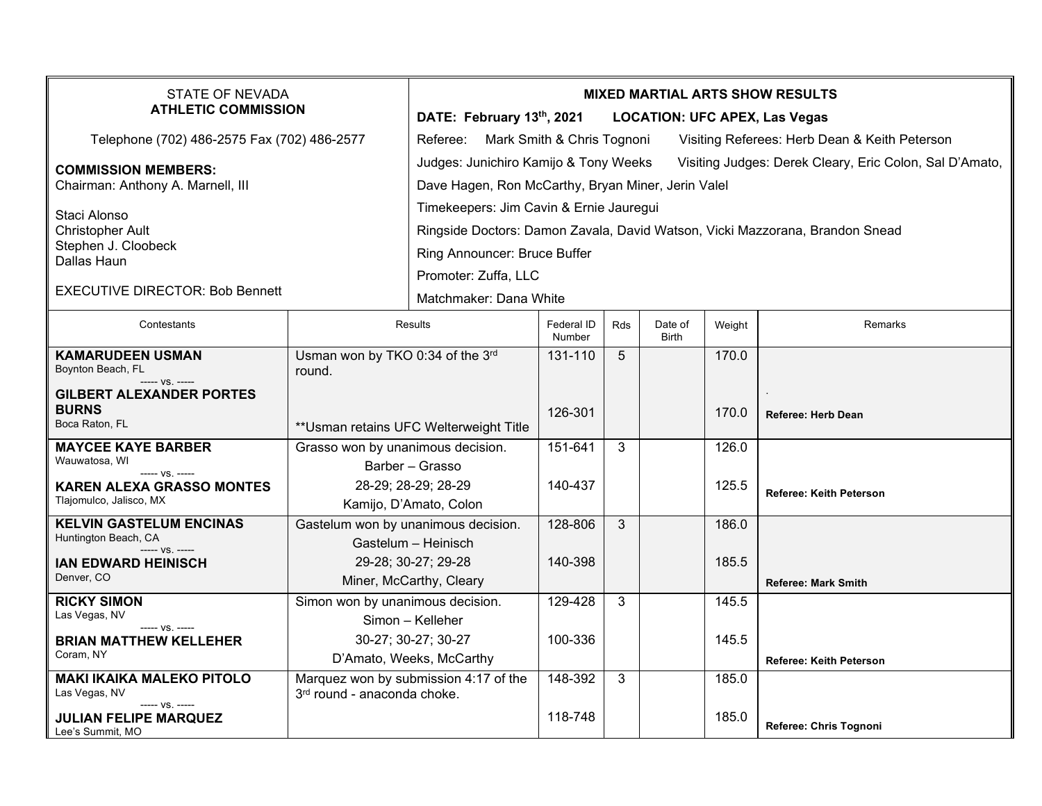STATE OF NEVADA
**ATHLETIC COMMISSION**

Telephone (702) 486-2575 Fax (702) 486-2577

**COMMISSION MEMBERS:**
Chairman: Anthony A. Marnell, III

Staci Alonso
Christopher Ault
Stephen J. Cloobeck
Dallas Haun

EXECUTIVE DIRECTOR: Bob Bennett

**MIXED MARTIAL ARTS SHOW RESULTS**

**DATE: February 13th, 2021 LOCATION: UFC APEX, Las Vegas**

Referee: Mark Smith & Chris Tognoni Visiting Referees: Herb Dean & Keith Peterson

Judges: Junichiro Kamijo & Tony Weeks Visiting Judges: Derek Cleary, Eric Colon, Sal D'Amato, Dave Hagen, Ron McCarthy, Bryan Miner, Jerin Valel

Timekeepers: Jim Cavin & Ernie Jauregui

Ringside Doctors: Damon Zavala, David Watson, Vicki Mazzorana, Brandon Snead

Ring Announcer: Bruce Buffer

Promoter: Zuffa, LLC

Matchmaker: Dana White

| Contestants | Results | Federal ID Number | Rds | Date of Birth | Weight | Remarks |
|---|---|---|---|---|---|---|
| **KAMARUDEEN USMAN** Boynton Beach, FL ----- vs. ----- **GILBERT ALEXANDER PORTES BURNS** Boca Raton, FL | Usman won by TKO 0:34 of the 3rd round. **Usman retains UFC Welterweight Title | 131-110 / 126-301 | 5 | | 170.0 / 170.0 | . **Referee: Herb Dean** |
| **MAYCEE KAYE BARBER** Wauwatosa, WI ----- vs. ----- **KAREN ALEXA GRASSO MONTES** Tlajomulco, Jalisco, MX | Grasso won by unanimous decision. Barber – Grasso 28-29; 28-29; 28-29 Kamijo, D'Amato, Colon | 151-641 / 140-437 | 3 | | 126.0 / 125.5 | **Referee: Keith Peterson** |
| **KELVIN GASTELUM ENCINAS** Huntington Beach, CA ----- vs. ----- **IAN EDWARD HEINISCH** Denver, CO | Gastelum won by unanimous decision. Gastelum – Heinisch 29-28; 30-27; 29-28 Miner, McCarthy, Cleary | 128-806 / 140-398 | 3 | | 186.0 / 185.5 | **Referee: Mark Smith** |
| **RICKY SIMON** Las Vegas, NV ----- vs. ----- **BRIAN MATTHEW KELLEHER** Coram, NY | Simon won by unanimous decision. Simon – Kelleher 30-27; 30-27; 30-27 D'Amato, Weeks, McCarthy | 129-428 / 100-336 | 3 | | 145.5 / 145.5 | **Referee: Keith Peterson** |
| **MAKI IKAIKA MALEKO PITOLO** Las Vegas, NV ----- vs. ----- **JULIAN FELIPE MARQUEZ** Lee's Summit, MO | Marquez won by submission 4:17 of the 3rd round - anaconda choke. | 148-392 / 118-748 | 3 | | 185.0 / 185.0 | **Referee: Chris Tognoni** |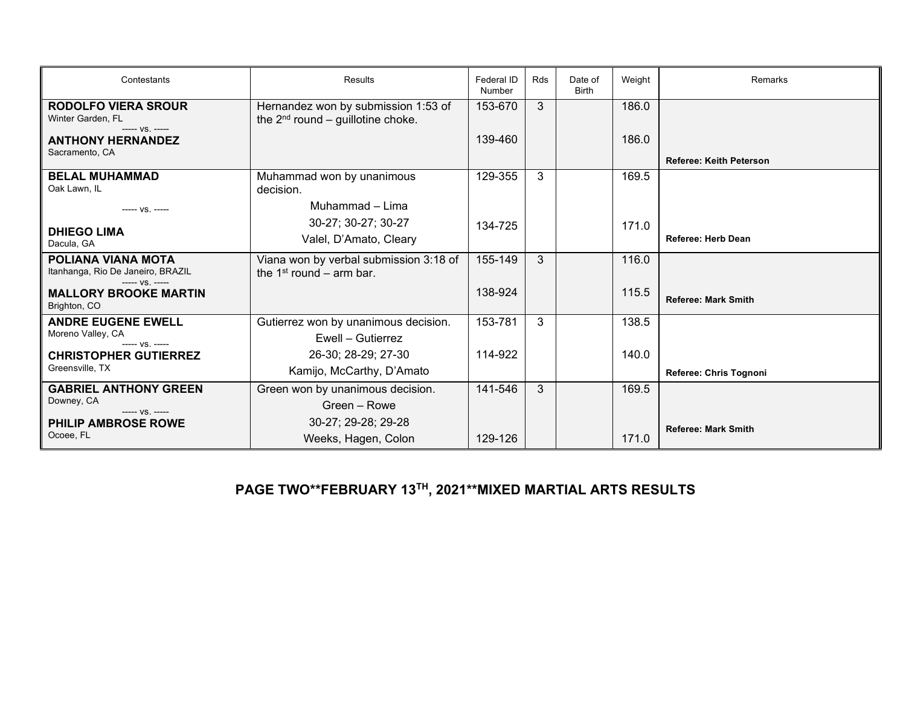| Contestants | Results | Federal ID Number | Rds | Date of Birth | Weight | Remarks |
|---|---|---|---|---|---|---|
| **RODOLFO VIERA SROUR**<br>Winter Garden, FL<br>----- vs. -----<br>**ANTHONY HERNANDEZ**<br>Sacramento, CA | Hernandez won by submission 1:53 of the 2nd round – guillotine choke. | 153-670<br><br>139-460 | 3 | | 186.0<br><br>186.0 | **Referee: Keith Peterson** |
| **BELAL MUHAMMAD**<br>Oak Lawn, IL<br>----- vs. -----<br>**DHIEGO LIMA**<br>Dacula, GA | Muhammad won by unanimous decision.<br>Muhammad – Lima<br>30-27; 30-27; 30-27<br>Valel, D'Amato, Cleary | 129-355<br><br>134-725 | 3 | | 169.5<br><br>171.0 | **Referee: Herb Dean** |
| **POLIANA VIANA MOTA**<br>Itanhanga, Rio De Janeiro, BRAZIL<br>----- vs. -----<br>**MALLORY BROOKE MARTIN**<br>Brighton, CO | Viana won by verbal submission 3:18 of the 1st round – arm bar. | 155-149<br><br>138-924 | 3 | | 116.0<br><br>115.5 | **Referee: Mark Smith** |
| **ANDRE EUGENE EWELL**<br>Moreno Valley, CA<br>----- vs. -----<br>**CHRISTOPHER GUTIERREZ**<br>Greensville, TX | Gutierrez won by unanimous decision.<br>Ewell – Gutierrez<br>26-30; 28-29; 27-30<br>Kamijo, McCarthy, D'Amato | 153-781<br><br>114-922 | 3 | | 138.5<br><br>140.0 | **Referee: Chris Tognoni** |
| **GABRIEL ANTHONY GREEN**<br>Downey, CA<br>----- vs. -----<br>**PHILIP AMBROSE ROWE**<br>Ocoee, FL | Green won by unanimous decision.<br>Green – Rowe<br>30-27; 29-28; 29-28<br>Weeks, Hagen, Colon | 141-546<br><br>129-126 | 3 | | 169.5<br><br>171.0 | **Referee: Mark Smith** |

**PAGE TWO**FEBRUARY 13TH, 2021**MIXED MARTIAL ARTS RESULTS**